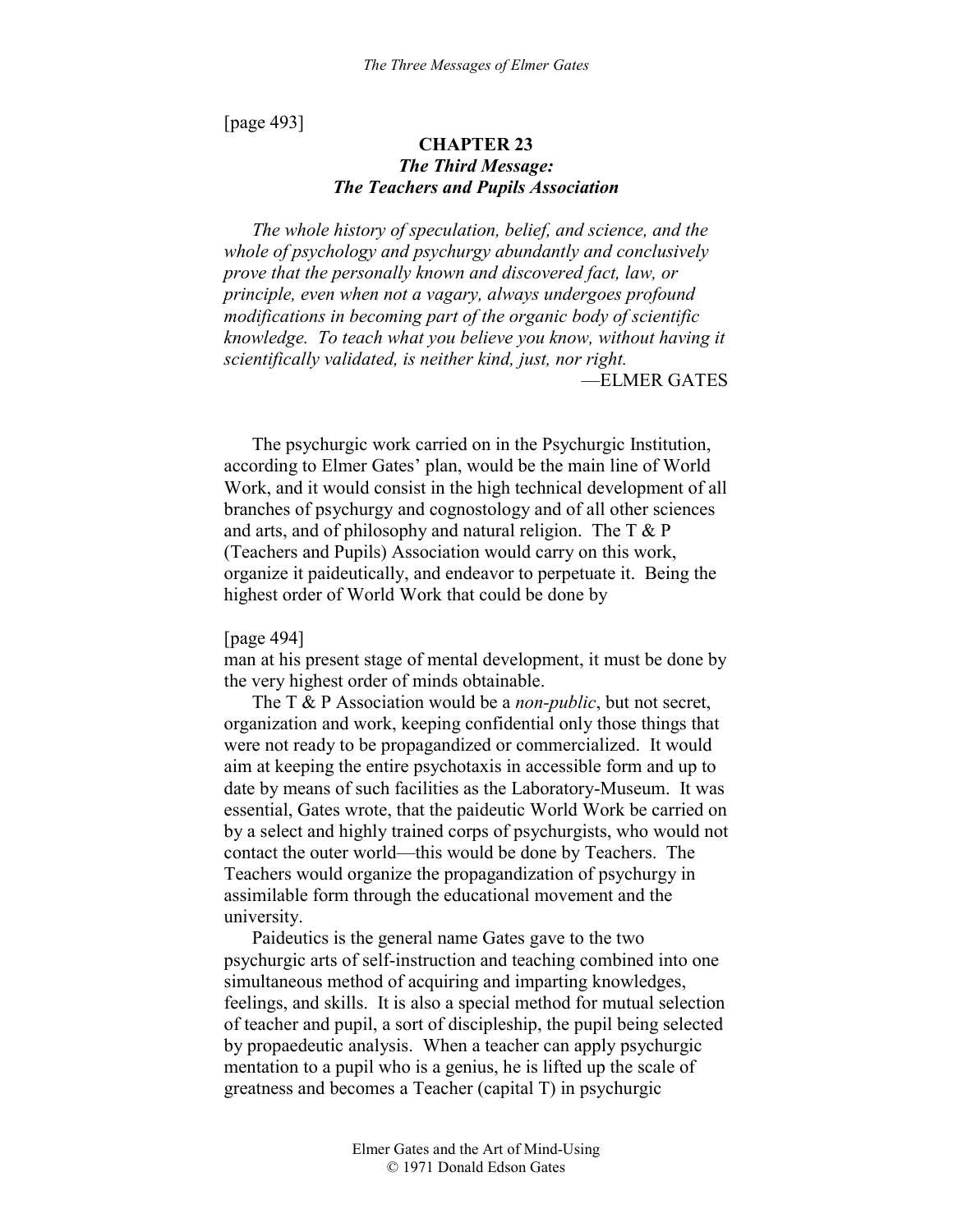[page 493]

# CHAPTER 23
## *The Third Message:*
## *The Teachers and Pupils Association*

*The whole history of speculation, belief, and science, and the whole of psychology and psychurgy abundantly and conclusively prove that the personally known and discovered fact, law, or principle, even when not a vagary, always undergoes profound modifications in becoming part of the organic body of scientific knowledge. To teach what you believe you know, without having it scientifically validated, is neither kind, just, nor right.*

—ELMER GATES

The psychurgic work carried on in the Psychurgic Institution, according to Elmer Gates' plan, would be the main line of World Work, and it would consist in the high technical development of all branches of psychurgy and cognostology and of all other sciences and arts, and of philosophy and natural religion. The T & P (Teachers and Pupils) Association would carry on this work, organize it paideutically, and endeavor to perpetuate it. Being the highest order of World Work that could be done by

[page 494]

man at his present stage of mental development, it must be done by the very highest order of minds obtainable.

The T & P Association would be a *non-public*, but not secret, organization and work, keeping confidential only those things that were not ready to be propagandized or commercialized. It would aim at keeping the entire psychotaxis in accessible form and up to date by means of such facilities as the Laboratory-Museum. It was essential, Gates wrote, that the paideutic World Work be carried on by a select and highly trained corps of psychurgists, who would not contact the outer world—this would be done by Teachers. The Teachers would organize the propagandization of psychurgy in assimilable form through the educational movement and the university.

Paideutics is the general name Gates gave to the two psychurgic arts of self-instruction and teaching combined into one simultaneous method of acquiring and imparting knowledges, feelings, and skills. It is also a special method for mutual selection of teacher and pupil, a sort of discipleship, the pupil being selected by propaedeutic analysis. When a teacher can apply psychurgic mentation to a pupil who is a genius, he is lifted up the scale of greatness and becomes a Teacher (capital T) in psychurgic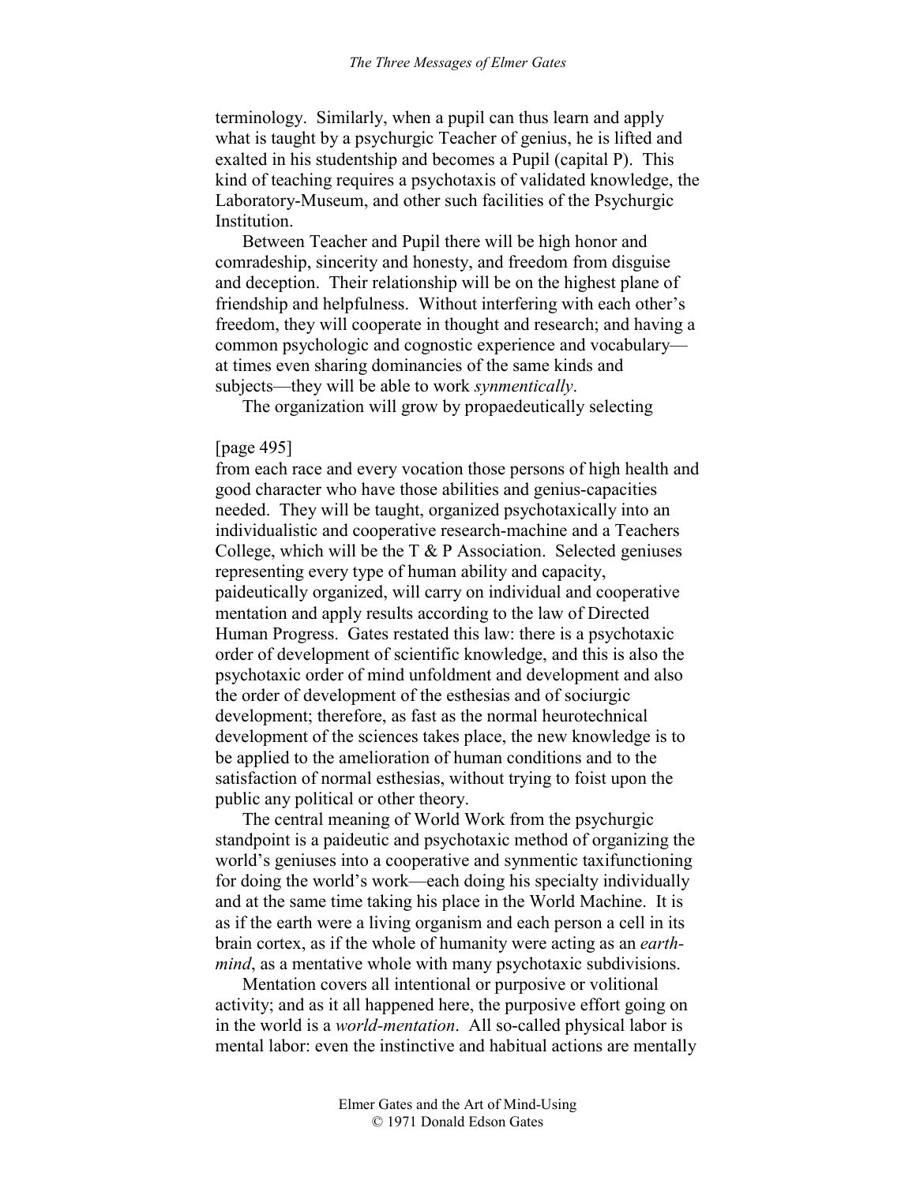terminology. Similarly, when a pupil can thus learn and apply what is taught by a psychurgic Teacher of genius, he is lifted and exalted in his studentship and becomes a Pupil (capital P). This kind of teaching requires a psychotaxis of validated knowledge, the Laboratory-Museum, and other such facilities of the Psychurgic Institution.

Between Teacher and Pupil there will be high honor and comradeship, sincerity and honesty, and freedom from disguise and deception. Their relationship will be on the highest plane of friendship and helpfulness. Without interfering with each other's freedom, they will cooperate in thought and research; and having a common psychologic and cognostic experience and vocabulary—at times even sharing dominancies of the same kinds and subjects—they will be able to work *synmentically*.

The organization will grow by propaedeutically selecting

[page 495]

from each race and every vocation those persons of high health and good character who have those abilities and genius-capacities needed. They will be taught, organized psychotaxically into an individualistic and cooperative research-machine and a Teachers College, which will be the T & P Association. Selected geniuses representing every type of human ability and capacity, paideutically organized, will carry on individual and cooperative mentation and apply results according to the law of Directed Human Progress. Gates restated this law: there is a psychotaxic order of development of scientific knowledge, and this is also the psychotaxic order of mind unfoldment and development and also the order of development of the esthesias and of sociurgic development; therefore, as fast as the normal heurotechnical development of the sciences takes place, the new knowledge is to be applied to the amelioration of human conditions and to the satisfaction of normal esthesias, without trying to foist upon the public any political or other theory.

The central meaning of World Work from the psychurgic standpoint is a paideutic and psychotaxic method of organizing the world's geniuses into a cooperative and synmentic taxifunctioning for doing the world's work—each doing his specialty individually and at the same time taking his place in the World Machine. It is as if the earth were a living organism and each person a cell in its brain cortex, as if the whole of humanity were acting as an *earth-mind*, as a mentative whole with many psychotaxic subdivisions.

Mentation covers all intentional or purposive or volitional activity; and as it all happened here, the purposive effort going on in the world is a *world-mentation*. All so-called physical labor is mental labor: even the instinctive and habitual actions are mentally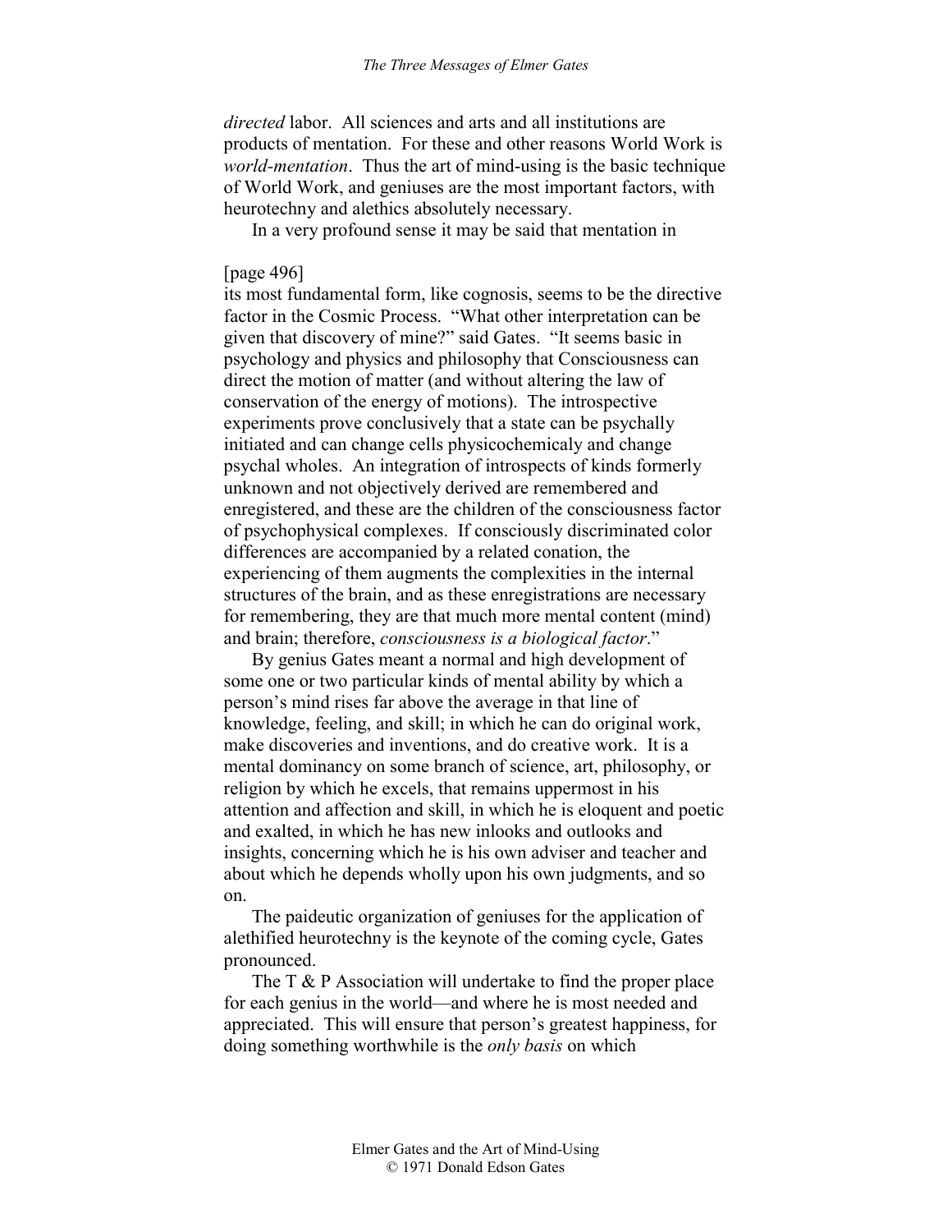*directed* labor. All sciences and arts and all institutions are products of mentation. For these and other reasons World Work is *world-mentation*. Thus the art of mind-using is the basic technique of World Work, and geniuses are the most important factors, with heurotechny and alethics absolutely necessary.

In a very profound sense it may be said that mentation in

[page 496]
its most fundamental form, like cognosis, seems to be the directive factor in the Cosmic Process. "What other interpretation can be given that discovery of mine?" said Gates. "It seems basic in psychology and physics and philosophy that Consciousness can direct the motion of matter (and without altering the law of conservation of the energy of motions). The introspective experiments prove conclusively that a state can be psychally initiated and can change cells physicochemicaly and change psychal wholes. An integration of introspects of kinds formerly unknown and not objectively derived are remembered and enregistered, and these are the children of the consciousness factor of psychophysical complexes. If consciously discriminated color differences are accompanied by a related conation, the experiencing of them augments the complexities in the internal structures of the brain, and as these enregistrations are necessary for remembering, they are that much more mental content (mind) and brain; therefore, *consciousness is a biological factor*."

By genius Gates meant a normal and high development of some one or two particular kinds of mental ability by which a person's mind rises far above the average in that line of knowledge, feeling, and skill; in which he can do original work, make discoveries and inventions, and do creative work. It is a mental dominancy on some branch of science, art, philosophy, or religion by which he excels, that remains uppermost in his attention and affection and skill, in which he is eloquent and poetic and exalted, in which he has new inlooks and outlooks and insights, concerning which he is his own adviser and teacher and about which he depends wholly upon his own judgments, and so on.

The paideutic organization of geniuses for the application of alethified heurotechny is the keynote of the coming cycle, Gates pronounced.

The T & P Association will undertake to find the proper place for each genius in the world—and where he is most needed and appreciated. This will ensure that person's greatest happiness, for doing something worthwhile is the *only basis* on which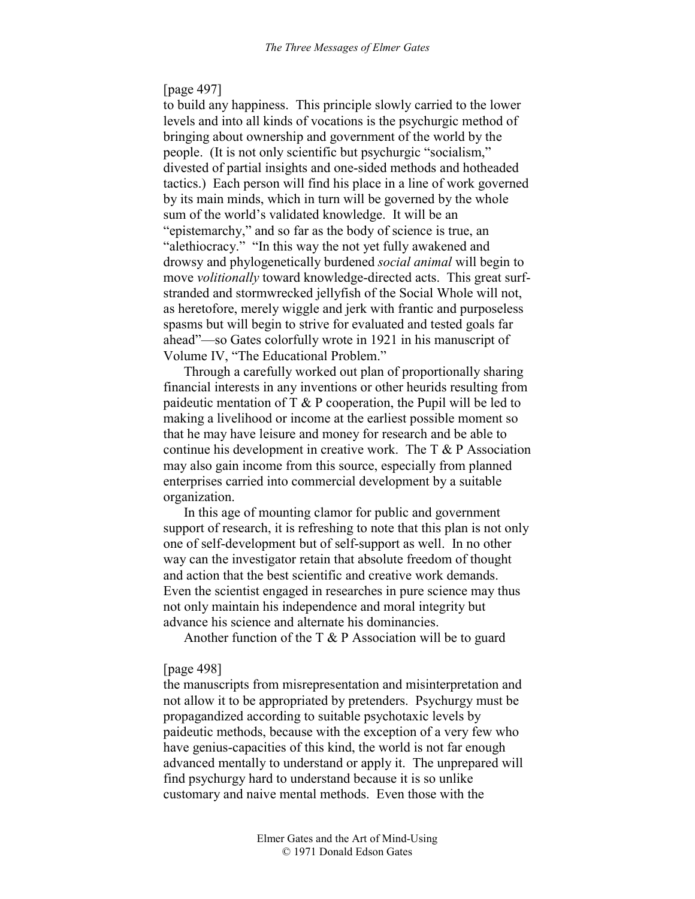[page 497]

to build any happiness. This principle slowly carried to the lower levels and into all kinds of vocations is the psychurgic method of bringing about ownership and government of the world by the people. (It is not only scientific but psychurgic "socialism," divested of partial insights and one-sided methods and hotheaded tactics.) Each person will find his place in a line of work governed by its main minds, which in turn will be governed by the whole sum of the world's validated knowledge. It will be an "epistemarchy," and so far as the body of science is true, an "alethiocracy." "In this way the not yet fully awakened and drowsy and phylogenetically burdened *social animal* will begin to move *volitionally* toward knowledge-directed acts. This great surf-stranded and stormwrecked jellyfish of the Social Whole will not, as heretofore, merely wiggle and jerk with frantic and purposeless spasms but will begin to strive for evaluated and tested goals far ahead"—so Gates colorfully wrote in 1921 in his manuscript of Volume IV, "The Educational Problem."

Through a carefully worked out plan of proportionally sharing financial interests in any inventions or other heurids resulting from paideutic mentation of T & P cooperation, the Pupil will be led to making a livelihood or income at the earliest possible moment so that he may have leisure and money for research and be able to continue his development in creative work. The T & P Association may also gain income from this source, especially from planned enterprises carried into commercial development by a suitable organization.

In this age of mounting clamor for public and government support of research, it is refreshing to note that this plan is not only one of self-development but of self-support as well. In no other way can the investigator retain that absolute freedom of thought and action that the best scientific and creative work demands. Even the scientist engaged in researches in pure science may thus not only maintain his independence and moral integrity but advance his science and alternate his dominancies.

Another function of the T & P Association will be to guard

[page 498]

the manuscripts from misrepresentation and misinterpretation and not allow it to be appropriated by pretenders. Psychurgy must be propagandized according to suitable psychotaxic levels by paideutic methods, because with the exception of a very few who have genius-capacities of this kind, the world is not far enough advanced mentally to understand or apply it. The unprepared will find psychurgy hard to understand because it is so unlike customary and naive mental methods. Even those with the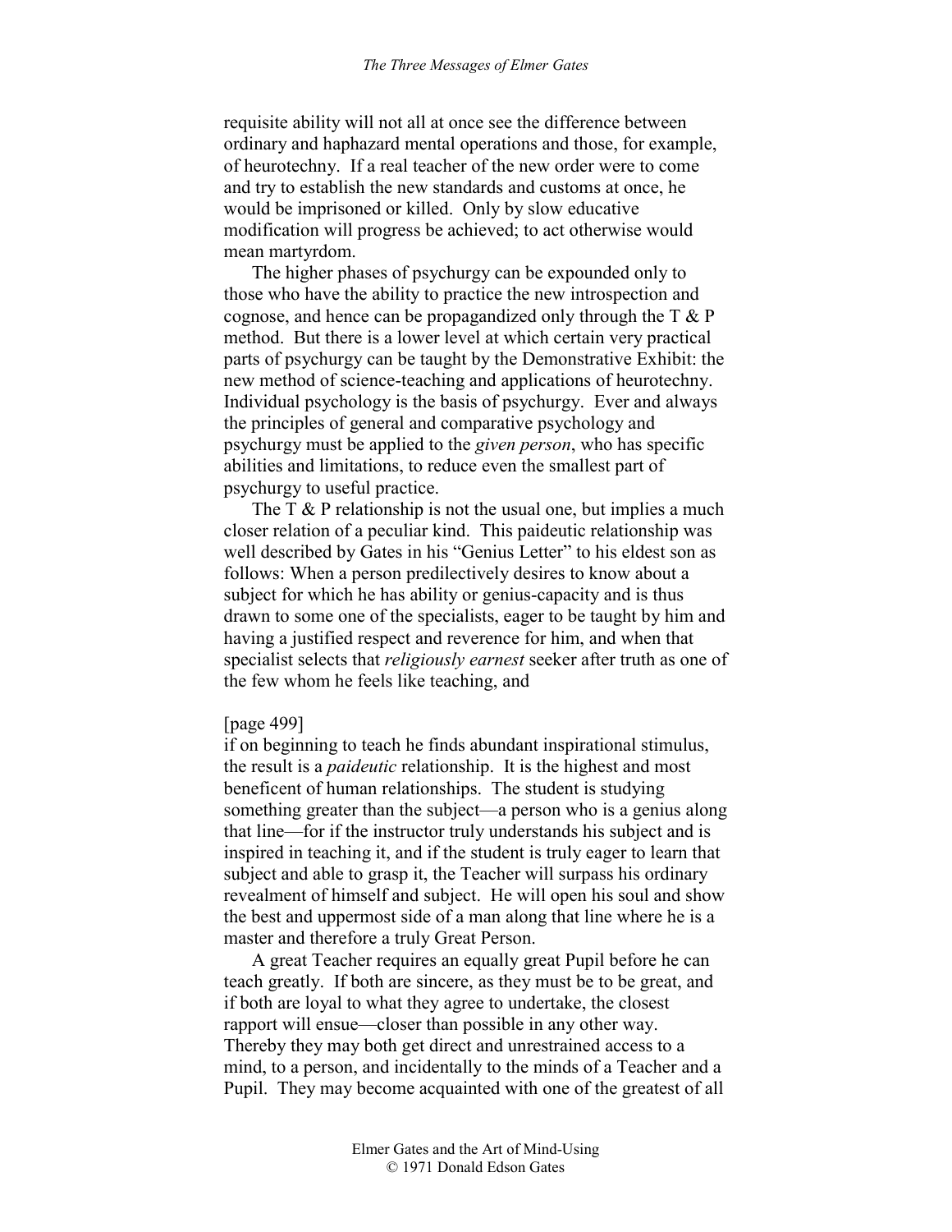requisite ability will not all at once see the difference between ordinary and haphazard mental operations and those, for example, of heurotechny. If a real teacher of the new order were to come and try to establish the new standards and customs at once, he would be imprisoned or killed. Only by slow educative modification will progress be achieved; to act otherwise would mean martyrdom.

The higher phases of psychurgy can be expounded only to those who have the ability to practice the new introspection and cognose, and hence can be propagandized only through the T & P method. But there is a lower level at which certain very practical parts of psychurgy can be taught by the Demonstrative Exhibit: the new method of science-teaching and applications of heurotechny. Individual psychology is the basis of psychurgy. Ever and always the principles of general and comparative psychology and psychurgy must be applied to the *given person*, who has specific abilities and limitations, to reduce even the smallest part of psychurgy to useful practice.

The T & P relationship is not the usual one, but implies a much closer relation of a peculiar kind. This paideutic relationship was well described by Gates in his "Genius Letter" to his eldest son as follows: When a person predilectively desires to know about a subject for which he has ability or genius-capacity and is thus drawn to some one of the specialists, eager to be taught by him and having a justified respect and reverence for him, and when that specialist selects that *religiously earnest* seeker after truth as one of the few whom he feels like teaching, and

[page 499]

if on beginning to teach he finds abundant inspirational stimulus, the result is a *paideutic* relationship. It is the highest and most beneficent of human relationships. The student is studying something greater than the subject—a person who is a genius along that line—for if the instructor truly understands his subject and is inspired in teaching it, and if the student is truly eager to learn that subject and able to grasp it, the Teacher will surpass his ordinary revealment of himself and subject. He will open his soul and show the best and uppermost side of a man along that line where he is a master and therefore a truly Great Person.

A great Teacher requires an equally great Pupil before he can teach greatly. If both are sincere, as they must be to be great, and if both are loyal to what they agree to undertake, the closest rapport will ensue—closer than possible in any other way. Thereby they may both get direct and unrestrained access to a mind, to a person, and incidentally to the minds of a Teacher and a Pupil. They may become acquainted with one of the greatest of all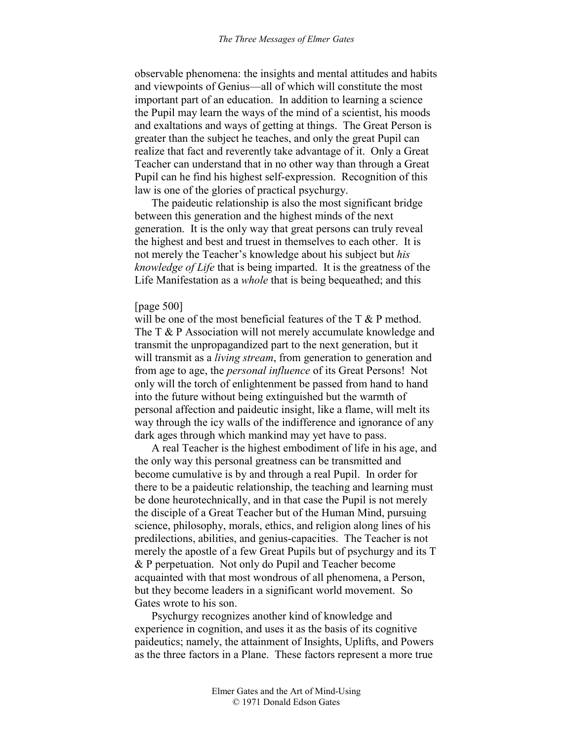observable phenomena: the insights and mental attitudes and habits and viewpoints of Genius—all of which will constitute the most important part of an education. In addition to learning a science the Pupil may learn the ways of the mind of a scientist, his moods and exaltations and ways of getting at things. The Great Person is greater than the subject he teaches, and only the great Pupil can realize that fact and reverently take advantage of it. Only a Great Teacher can understand that in no other way than through a Great Pupil can he find his highest self-expression. Recognition of this law is one of the glories of practical psychurgy.

The paideutic relationship is also the most significant bridge between this generation and the highest minds of the next generation. It is the only way that great persons can truly reveal the highest and best and truest in themselves to each other. It is not merely the Teacher's knowledge about his subject but *his knowledge of Life* that is being imparted. It is the greatness of the Life Manifestation as a *whole* that is being bequeathed; and this

[page 500]

will be one of the most beneficial features of the T & P method. The T & P Association will not merely accumulate knowledge and transmit the unpropagandized part to the next generation, but it will transmit as a *living stream*, from generation to generation and from age to age, the *personal influence* of its Great Persons! Not only will the torch of enlightenment be passed from hand to hand into the future without being extinguished but the warmth of personal affection and paideutic insight, like a flame, will melt its way through the icy walls of the indifference and ignorance of any dark ages through which mankind may yet have to pass.

A real Teacher is the highest embodiment of life in his age, and the only way this personal greatness can be transmitted and become cumulative is by and through a real Pupil. In order for there to be a paideutic relationship, the teaching and learning must be done heurotechnically, and in that case the Pupil is not merely the disciple of a Great Teacher but of the Human Mind, pursuing science, philosophy, morals, ethics, and religion along lines of his predilections, abilities, and genius-capacities. The Teacher is not merely the apostle of a few Great Pupils but of psychurgy and its T & P perpetuation. Not only do Pupil and Teacher become acquainted with that most wondrous of all phenomena, a Person, but they become leaders in a significant world movement. So Gates wrote to his son.

Psychurgy recognizes another kind of knowledge and experience in cognition, and uses it as the basis of its cognitive paideutics; namely, the attainment of Insights, Uplifts, and Powers as the three factors in a Plane. These factors represent a more true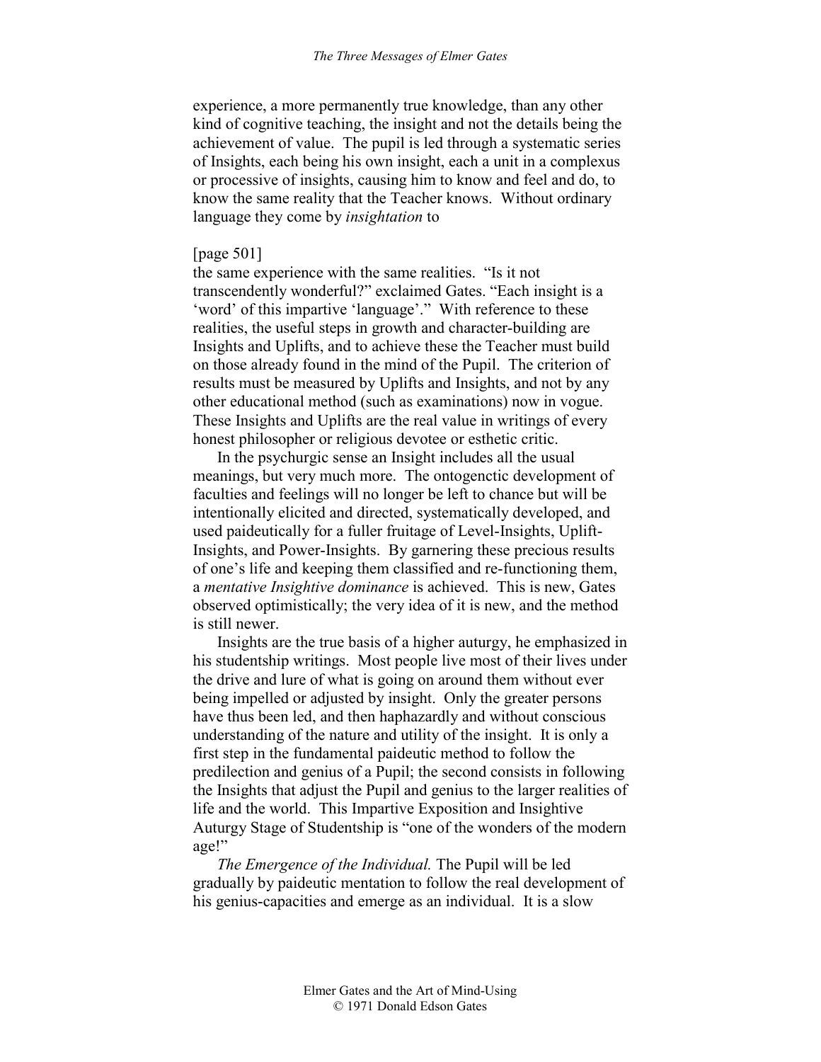experience, a more permanently true knowledge, than any other kind of cognitive teaching, the insight and not the details being the achievement of value. The pupil is led through a systematic series of Insights, each being his own insight, each a unit in a complexus or processive of insights, causing him to know and feel and do, to know the same reality that the Teacher knows. Without ordinary language they come by *insightation* to

[page 501]
the same experience with the same realities. "Is it not transcendently wonderful?" exclaimed Gates. "Each insight is a 'word' of this impartive 'language'." With reference to these realities, the useful steps in growth and character-building are Insights and Uplifts, and to achieve these the Teacher must build on those already found in the mind of the Pupil. The criterion of results must be measured by Uplifts and Insights, and not by any other educational method (such as examinations) now in vogue. These Insights and Uplifts are the real value in writings of every honest philosopher or religious devotee or esthetic critic.

In the psychurgic sense an Insight includes all the usual meanings, but very much more. The ontogenctic development of faculties and feelings will no longer be left to chance but will be intentionally elicited and directed, systematically developed, and used paideutically for a fuller fruitage of Level-Insights, Uplift-Insights, and Power-Insights. By garnering these precious results of one's life and keeping them classified and re-functioning them, a *mentative Insightive dominance* is achieved. This is new, Gates observed optimistically; the very idea of it is new, and the method is still newer.

Insights are the true basis of a higher auturgy, he emphasized in his studentship writings. Most people live most of their lives under the drive and lure of what is going on around them without ever being impelled or adjusted by insight. Only the greater persons have thus been led, and then haphazardly and without conscious understanding of the nature and utility of the insight. It is only a first step in the fundamental paideutic method to follow the predilection and genius of a Pupil; the second consists in following the Insights that adjust the Pupil and genius to the larger realities of life and the world. This Impartive Exposition and Insightive Auturgy Stage of Studentship is "one of the wonders of the modern age!"

*The Emergence of the Individual.* The Pupil will be led gradually by paideutic mentation to follow the real development of his genius-capacities and emerge as an individual. It is a slow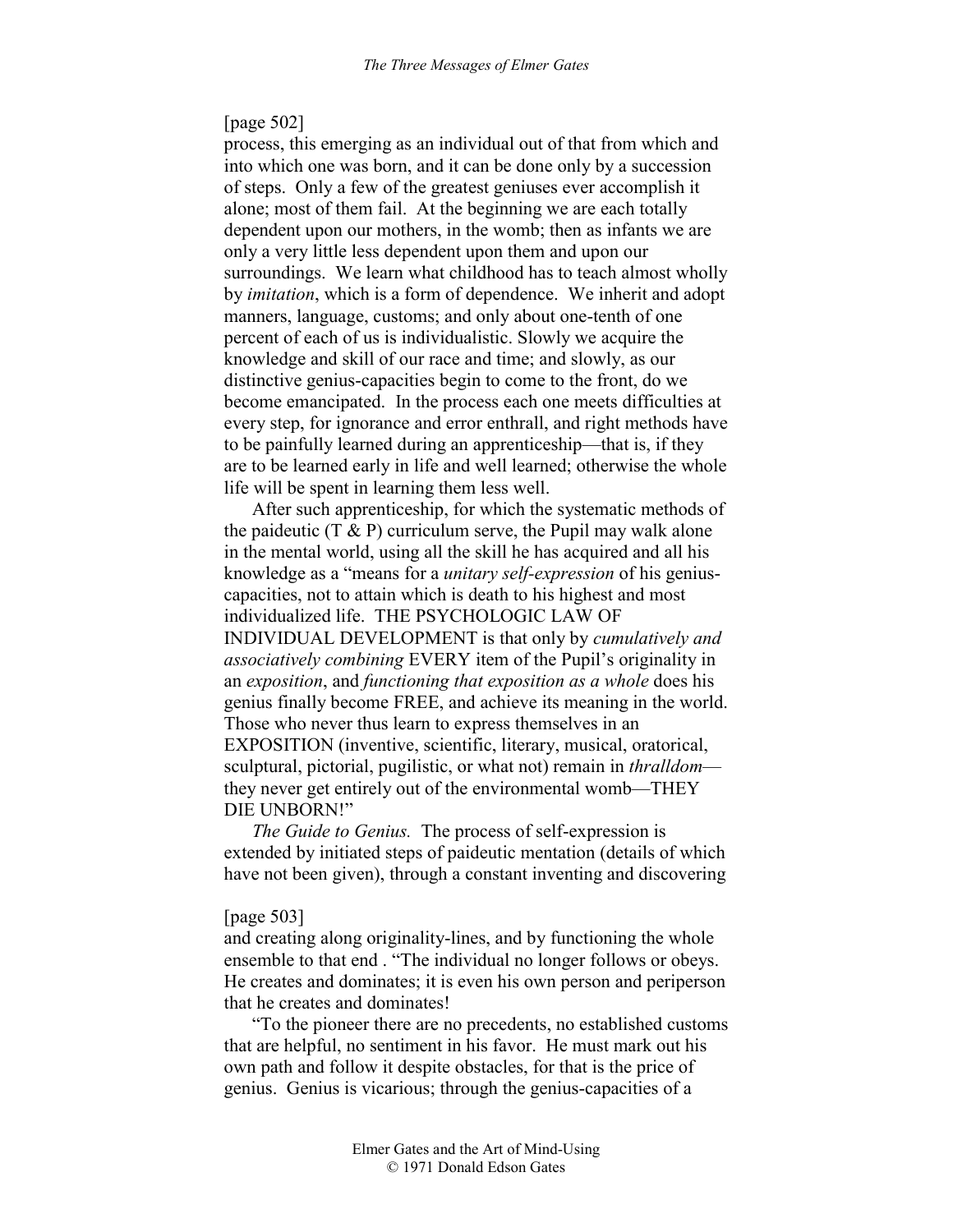[page 502]

process, this emerging as an individual out of that from which and into which one was born, and it can be done only by a succession of steps. Only a few of the greatest geniuses ever accomplish it alone; most of them fail. At the beginning we are each totally dependent upon our mothers, in the womb; then as infants we are only a very little less dependent upon them and upon our surroundings. We learn what childhood has to teach almost wholly by *imitation*, which is a form of dependence. We inherit and adopt manners, language, customs; and only about one-tenth of one percent of each of us is individualistic. Slowly we acquire the knowledge and skill of our race and time; and slowly, as our distinctive genius-capacities begin to come to the front, do we become emancipated. In the process each one meets difficulties at every step, for ignorance and error enthrall, and right methods have to be painfully learned during an apprenticeship—that is, if they are to be learned early in life and well learned; otherwise the whole life will be spent in learning them less well.

After such apprenticeship, for which the systematic methods of the paideutic (T & P) curriculum serve, the Pupil may walk alone in the mental world, using all the skill he has acquired and all his knowledge as a "means for a *unitary self-expression* of his genius-capacities, not to attain which is death to his highest and most individualized life. THE PSYCHOLOGIC LAW OF INDIVIDUAL DEVELOPMENT is that only by *cumulatively and associatively combining* EVERY item of the Pupil's originality in an *exposition*, and *functioning that exposition as a whole* does his genius finally become FREE, and achieve its meaning in the world. Those who never thus learn to express themselves in an EXPOSITION (inventive, scientific, literary, musical, oratorical, sculptural, pictorial, pugilistic, or what not) remain in *thralldom*—they never get entirely out of the environmental womb—THEY DIE UNBORN!"

*The Guide to Genius.* The process of self-expression is extended by initiated steps of paideutic mentation (details of which have not been given), through a constant inventing and discovering

[page 503]

and creating along originality-lines, and by functioning the whole ensemble to that end . "The individual no longer follows or obeys. He creates and dominates; it is even his own person and periperson that he creates and dominates!

"To the pioneer there are no precedents, no established customs that are helpful, no sentiment in his favor. He must mark out his own path and follow it despite obstacles, for that is the price of genius. Genius is vicarious; through the genius-capacities of a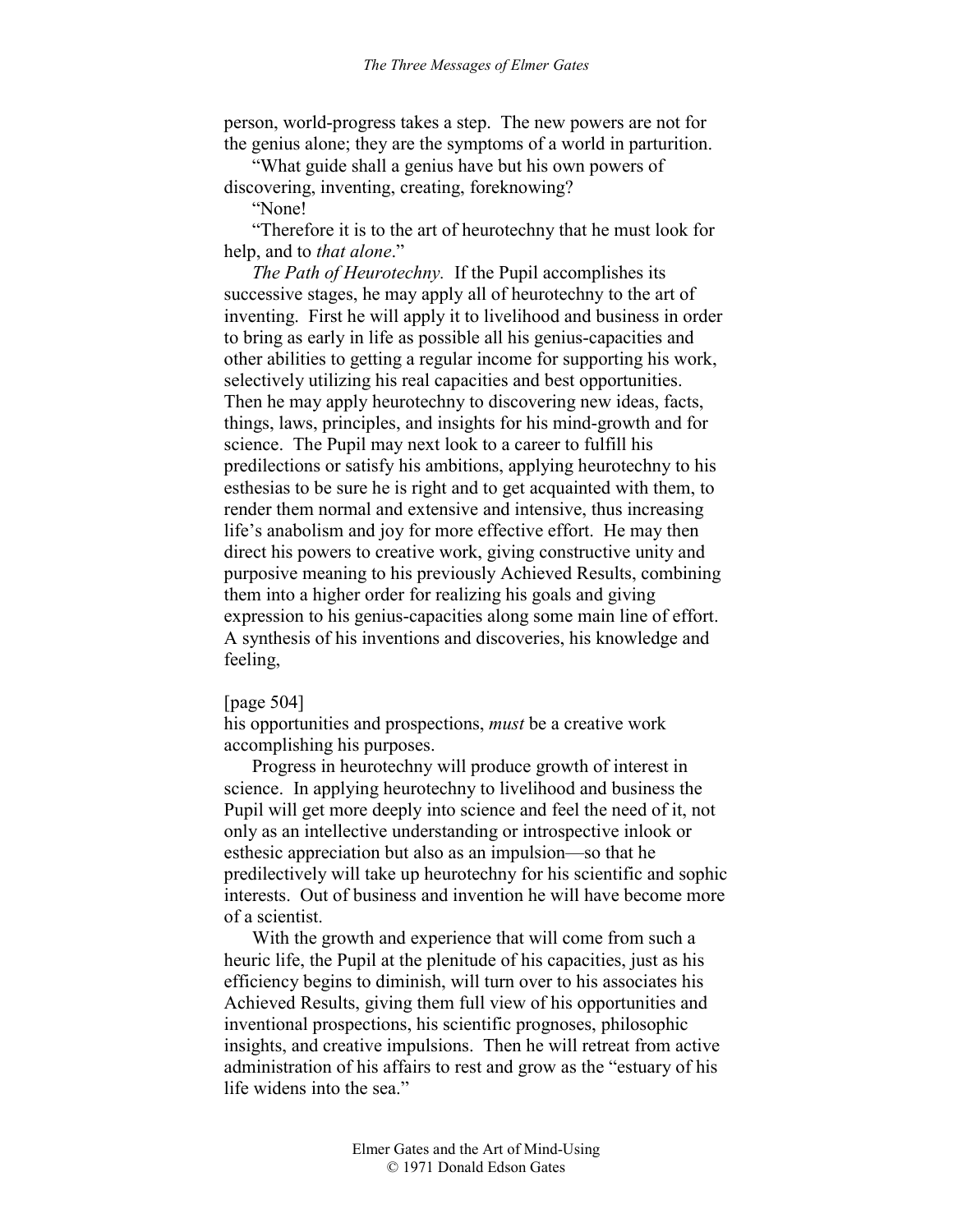person, world-progress takes a step. The new powers are not for the genius alone; they are the symptoms of a world in parturition.

"What guide shall a genius have but his own powers of discovering, inventing, creating, foreknowing?

"None!

"Therefore it is to the art of heurotechny that he must look for help, and to *that alone*."

*The Path of Heurotechny.* If the Pupil accomplishes its successive stages, he may apply all of heurotechny to the art of inventing. First he will apply it to livelihood and business in order to bring as early in life as possible all his genius-capacities and other abilities to getting a regular income for supporting his work, selectively utilizing his real capacities and best opportunities. Then he may apply heurotechny to discovering new ideas, facts, things, laws, principles, and insights for his mind-growth and for science. The Pupil may next look to a career to fulfill his predilections or satisfy his ambitions, applying heurotechny to his esthesias to be sure he is right and to get acquainted with them, to render them normal and extensive and intensive, thus increasing life's anabolism and joy for more effective effort. He may then direct his powers to creative work, giving constructive unity and purposive meaning to his previously Achieved Results, combining them into a higher order for realizing his goals and giving expression to his genius-capacities along some main line of effort. A synthesis of his inventions and discoveries, his knowledge and feeling,

[page 504]

his opportunities and prospections, *must* be a creative work accomplishing his purposes.

Progress in heurotechny will produce growth of interest in science. In applying heurotechny to livelihood and business the Pupil will get more deeply into science and feel the need of it, not only as an intellective understanding or introspective inlook or esthesic appreciation but also as an impulsion—so that he predilectively will take up heurotechny for his scientific and sophic interests. Out of business and invention he will have become more of a scientist.

With the growth and experience that will come from such a heuric life, the Pupil at the plenitude of his capacities, just as his efficiency begins to diminish, will turn over to his associates his Achieved Results, giving them full view of his opportunities and inventional prospections, his scientific prognoses, philosophic insights, and creative impulsions. Then he will retreat from active administration of his affairs to rest and grow as the "estuary of his life widens into the sea."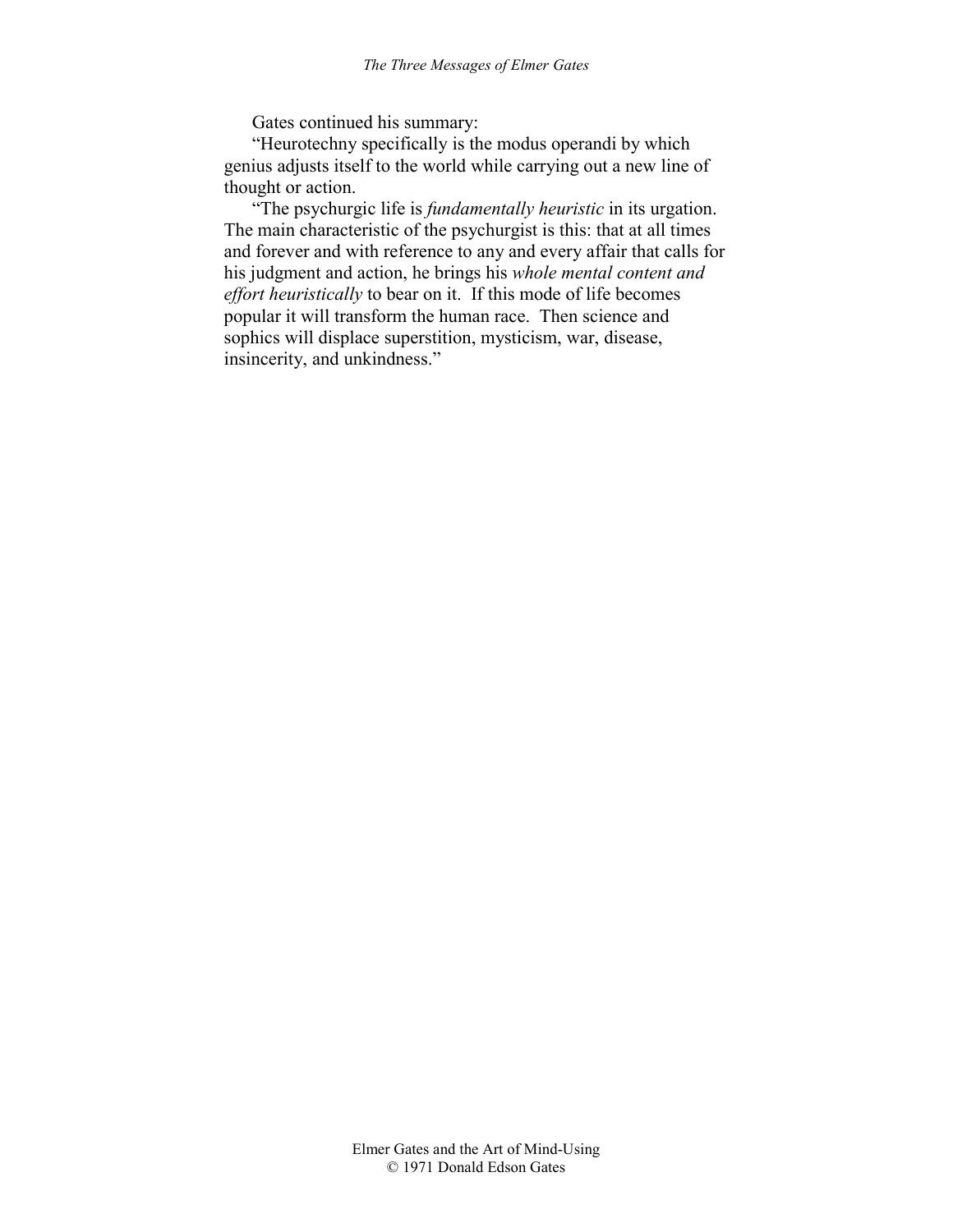Gates continued his summary:

"Heurotechny specifically is the modus operandi by which genius adjusts itself to the world while carrying out a new line of thought or action.

"The psychurgic life is *fundamentally heuristic* in its urgation. The main characteristic of the psychurgist is this: that at all times and forever and with reference to any and every affair that calls for his judgment and action, he brings his *whole mental content and effort heuristically* to bear on it. If this mode of life becomes popular it will transform the human race. Then science and sophics will displace superstition, mysticism, war, disease, insincerity, and unkindness."